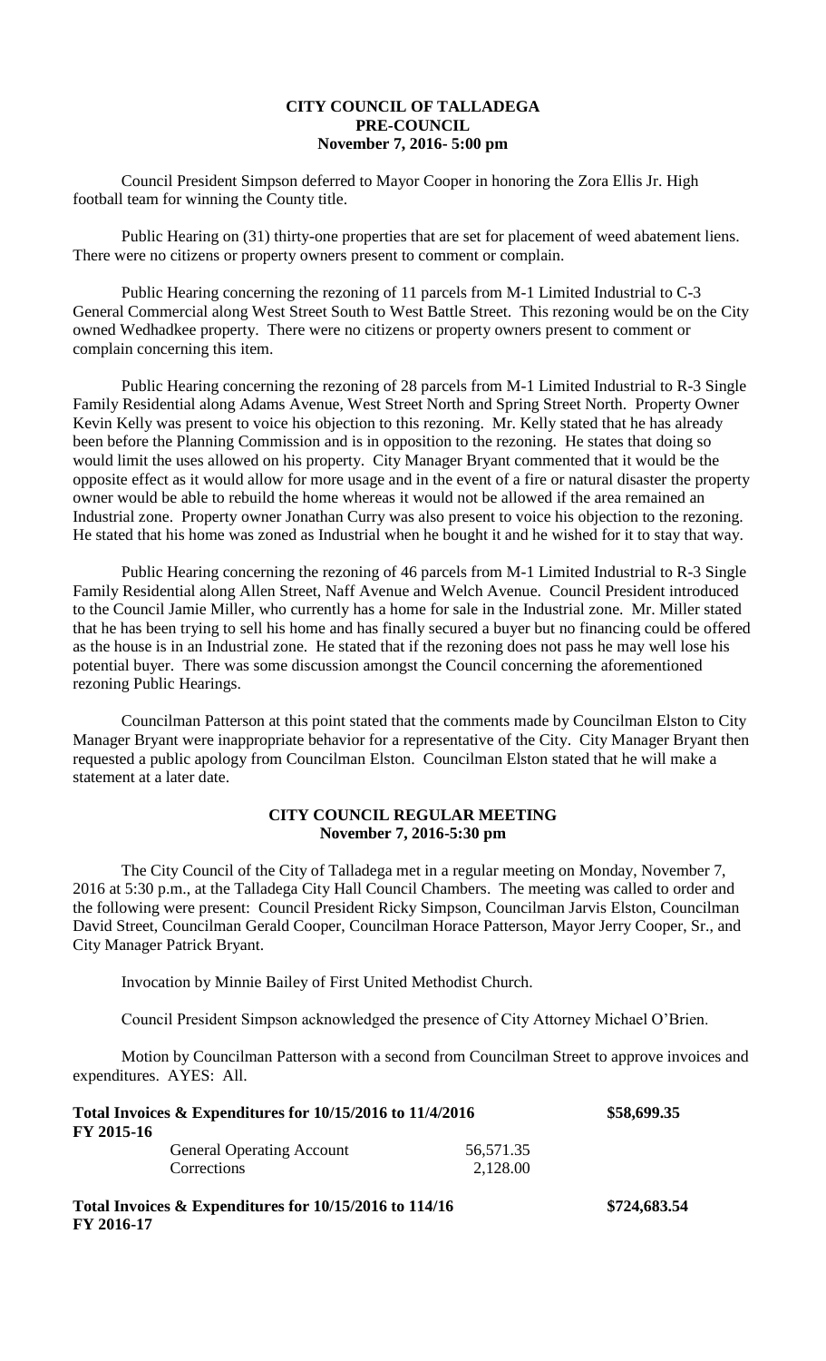# CITY COUNCIL OF TALLADEGA
## PRE-COUNCIL
## November 7, 2016- 5:00 pm

Council President Simpson deferred to Mayor Cooper in honoring the Zora Ellis Jr. High football team for winning the County title.

Public Hearing on (31) thirty-one properties that are set for placement of weed abatement liens. There were no citizens or property owners present to comment or complain.

Public Hearing concerning the rezoning of 11 parcels from M-1 Limited Industrial to C-3 General Commercial along West Street South to West Battle Street. This rezoning would be on the City owned Wedhadkee property. There were no citizens or property owners present to comment or complain concerning this item.

Public Hearing concerning the rezoning of 28 parcels from M-1 Limited Industrial to R-3 Single Family Residential along Adams Avenue, West Street North and Spring Street North. Property Owner Kevin Kelly was present to voice his objection to this rezoning. Mr. Kelly stated that he has already been before the Planning Commission and is in opposition to the rezoning. He states that doing so would limit the uses allowed on his property. City Manager Bryant commented that it would be the opposite effect as it would allow for more usage and in the event of a fire or natural disaster the property owner would be able to rebuild the home whereas it would not be allowed if the area remained an Industrial zone. Property owner Jonathan Curry was also present to voice his objection to the rezoning. He stated that his home was zoned as Industrial when he bought it and he wished for it to stay that way.

Public Hearing concerning the rezoning of 46 parcels from M-1 Limited Industrial to R-3 Single Family Residential along Allen Street, Naff Avenue and Welch Avenue. Council President introduced to the Council Jamie Miller, who currently has a home for sale in the Industrial zone. Mr. Miller stated that he has been trying to sell his home and has finally secured a buyer but no financing could be offered as the house is in an Industrial zone. He stated that if the rezoning does not pass he may well lose his potential buyer. There was some discussion amongst the Council concerning the aforementioned rezoning Public Hearings.

Councilman Patterson at this point stated that the comments made by Councilman Elston to City Manager Bryant were inappropriate behavior for a representative of the City. City Manager Bryant then requested a public apology from Councilman Elston. Councilman Elston stated that he will make a statement at a later date.

## CITY COUNCIL REGULAR MEETING
## November 7, 2016-5:30 pm

The City Council of the City of Talladega met in a regular meeting on Monday, November 7, 2016 at 5:30 p.m., at the Talladega City Hall Council Chambers. The meeting was called to order and the following were present: Council President Ricky Simpson, Councilman Jarvis Elston, Councilman David Street, Councilman Gerald Cooper, Councilman Horace Patterson, Mayor Jerry Cooper, Sr., and City Manager Patrick Bryant.

Invocation by Minnie Bailey of First United Methodist Church.

Council President Simpson acknowledged the presence of City Attorney Michael O'Brien.

Motion by Councilman Patterson with a second from Councilman Street to approve invoices and expenditures. AYES: All.

**Total Invoices & Expenditures for 10/15/2016 to 11/4/2016** **$58,699.35**
**FY 2015-16**

| | | |
|---|---|---|
| General Operating Account | 56,571.35 | |
| Corrections | 2,128.00 | |

**Total Invoices & Expenditures for 10/15/2016 to 114/16** **$724,683.54**
**FY 2016-17**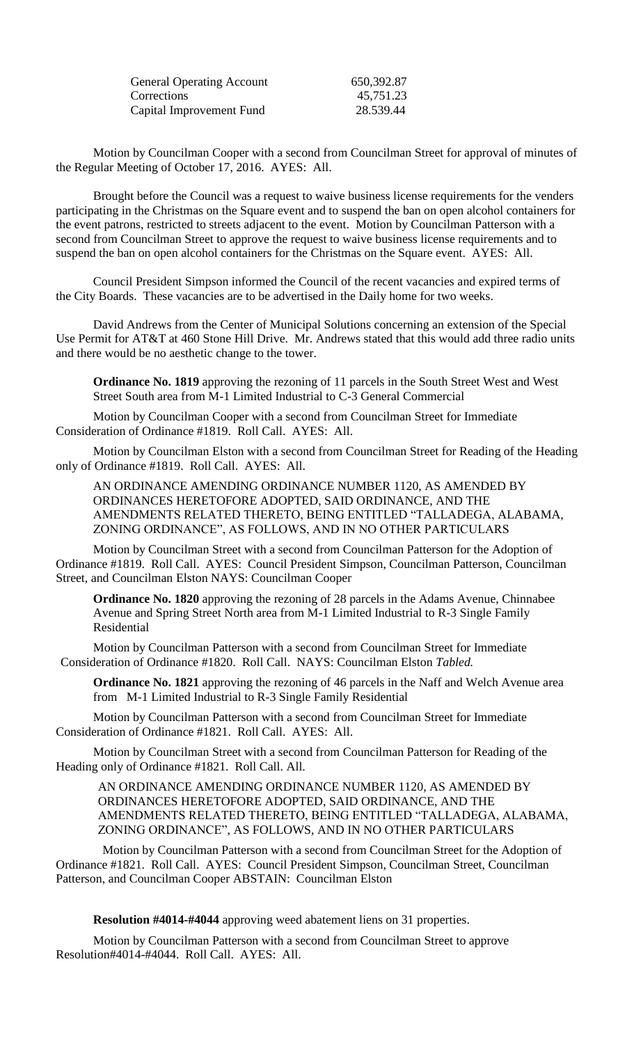| General Operating Account | 650,392.87 |
|---|---|
| Corrections | 45,751.23 |
| Capital Improvement Fund | 28.539.44 |

Motion by Councilman Cooper with a second from Councilman Street for approval of minutes of the Regular Meeting of October 17, 2016. AYES: All.

Brought before the Council was a request to waive business license requirements for the venders participating in the Christmas on the Square event and to suspend the ban on open alcohol containers for the event patrons, restricted to streets adjacent to the event. Motion by Councilman Patterson with a second from Councilman Street to approve the request to waive business license requirements and to suspend the ban on open alcohol containers for the Christmas on the Square event. AYES: All.

Council President Simpson informed the Council of the recent vacancies and expired terms of the City Boards. These vacancies are to be advertised in the Daily home for two weeks.

David Andrews from the Center of Municipal Solutions concerning an extension of the Special Use Permit for AT&T at 460 Stone Hill Drive. Mr. Andrews stated that this would add three radio units and there would be no aesthetic change to the tower.

**Ordinance No. 1819** approving the rezoning of 11 parcels in the South Street West and West Street South area from M-1 Limited Industrial to C-3 General Commercial

Motion by Councilman Cooper with a second from Councilman Street for Immediate Consideration of Ordinance #1819. Roll Call. AYES: All.

Motion by Councilman Elston with a second from Councilman Street for Reading of the Heading only of Ordinance #1819. Roll Call. AYES: All.

AN ORDINANCE AMENDING ORDINANCE NUMBER 1120, AS AMENDED BY ORDINANCES HERETOFORE ADOPTED, SAID ORDINANCE, AND THE AMENDMENTS RELATED THERETO, BEING ENTITLED "TALLADEGA, ALABAMA, ZONING ORDINANCE", AS FOLLOWS, AND IN NO OTHER PARTICULARS

Motion by Councilman Street with a second from Councilman Patterson for the Adoption of Ordinance #1819. Roll Call. AYES: Council President Simpson, Councilman Patterson, Councilman Street, and Councilman Elston NAYS: Councilman Cooper

**Ordinance No. 1820** approving the rezoning of 28 parcels in the Adams Avenue, Chinnabee Avenue and Spring Street North area from M-1 Limited Industrial to R-3 Single Family Residential

Motion by Councilman Patterson with a second from Councilman Street for Immediate Consideration of Ordinance #1820. Roll Call. NAYS: Councilman Elston *Tabled.*

**Ordinance No. 1821** approving the rezoning of 46 parcels in the Naff and Welch Avenue area from M-1 Limited Industrial to R-3 Single Family Residential

Motion by Councilman Patterson with a second from Councilman Street for Immediate Consideration of Ordinance #1821. Roll Call. AYES: All.

Motion by Councilman Street with a second from Councilman Patterson for Reading of the Heading only of Ordinance #1821. Roll Call. All.

AN ORDINANCE AMENDING ORDINANCE NUMBER 1120, AS AMENDED BY ORDINANCES HERETOFORE ADOPTED, SAID ORDINANCE, AND THE AMENDMENTS RELATED THERETO, BEING ENTITLED "TALLADEGA, ALABAMA, ZONING ORDINANCE", AS FOLLOWS, AND IN NO OTHER PARTICULARS

Motion by Councilman Patterson with a second from Councilman Street for the Adoption of Ordinance #1821. Roll Call. AYES: Council President Simpson, Councilman Street, Councilman Patterson, and Councilman Cooper ABSTAIN: Councilman Elston

**Resolution #4014-#4044** approving weed abatement liens on 31 properties.

Motion by Councilman Patterson with a second from Councilman Street to approve Resolution#4014-#4044. Roll Call. AYES: All.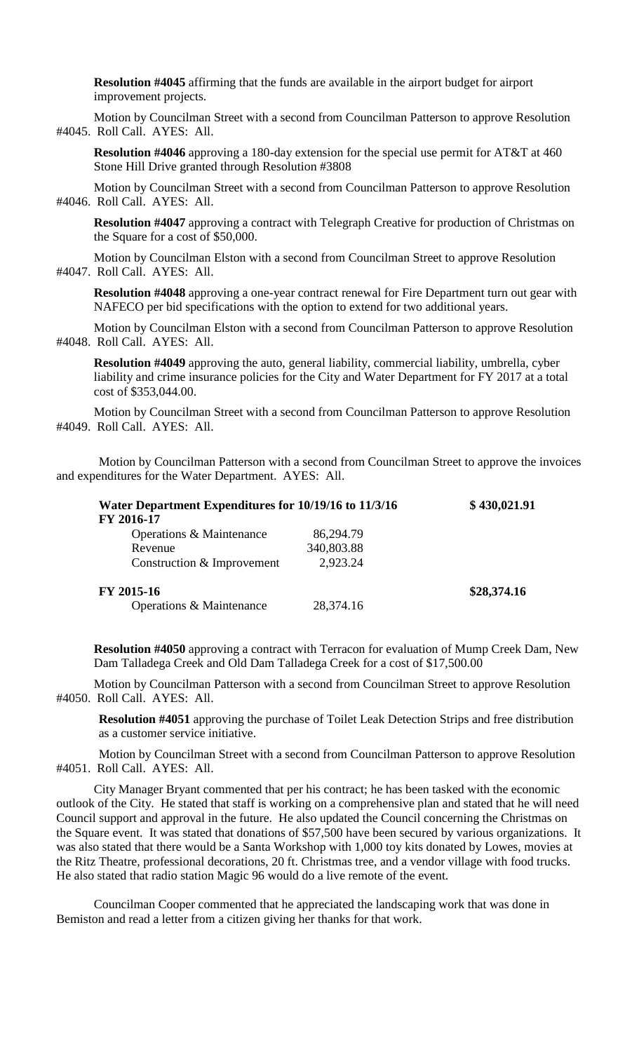**Resolution #4045** affirming that the funds are available in the airport budget for airport improvement projects.

Motion by Councilman Street with a second from Councilman Patterson to approve Resolution #4045. Roll Call. AYES: All.

**Resolution #4046** approving a 180-day extension for the special use permit for AT&T at 460 Stone Hill Drive granted through Resolution #3808

Motion by Councilman Street with a second from Councilman Patterson to approve Resolution #4046. Roll Call. AYES: All.

**Resolution #4047** approving a contract with Telegraph Creative for production of Christmas on the Square for a cost of $50,000.

Motion by Councilman Elston with a second from Councilman Street to approve Resolution #4047. Roll Call. AYES: All.

**Resolution #4048** approving a one-year contract renewal for Fire Department turn out gear with NAFECO per bid specifications with the option to extend for two additional years.

Motion by Councilman Elston with a second from Councilman Patterson to approve Resolution #4048. Roll Call. AYES: All.

**Resolution #4049** approving the auto, general liability, commercial liability, umbrella, cyber liability and crime insurance policies for the City and Water Department for FY 2017 at a total cost of $353,044.00.

Motion by Councilman Street with a second from Councilman Patterson to approve Resolution #4049. Roll Call. AYES: All.

Motion by Councilman Patterson with a second from Councilman Street to approve the invoices and expenditures for the Water Department. AYES: All.

| **Water Department Expenditures for 10/19/16 to 11/3/16** | | **$ 430,021.91** |
|---|---|---|
| **FY 2016-17** | | |
| Operations & Maintenance | 86,294.79 | |
| Revenue | 340,803.88 | |
| Construction & Improvement | 2,923.24 | |
| **FY 2015-16** | | **$28,374.16** |
| Operations & Maintenance | 28,374.16 | |

**Resolution #4050** approving a contract with Terracon for evaluation of Mump Creek Dam, New Dam Talladega Creek and Old Dam Talladega Creek for a cost of $17,500.00

Motion by Councilman Patterson with a second from Councilman Street to approve Resolution #4050. Roll Call. AYES: All.

**Resolution #4051** approving the purchase of Toilet Leak Detection Strips and free distribution as a customer service initiative.

Motion by Councilman Street with a second from Councilman Patterson to approve Resolution #4051. Roll Call. AYES: All.

City Manager Bryant commented that per his contract; he has been tasked with the economic outlook of the City. He stated that staff is working on a comprehensive plan and stated that he will need Council support and approval in the future. He also updated the Council concerning the Christmas on the Square event. It was stated that donations of $57,500 have been secured by various organizations. It was also stated that there would be a Santa Workshop with 1,000 toy kits donated by Lowes, movies at the Ritz Theatre, professional decorations, 20 ft. Christmas tree, and a vendor village with food trucks. He also stated that radio station Magic 96 would do a live remote of the event.

Councilman Cooper commented that he appreciated the landscaping work that was done in Bemiston and read a letter from a citizen giving her thanks for that work.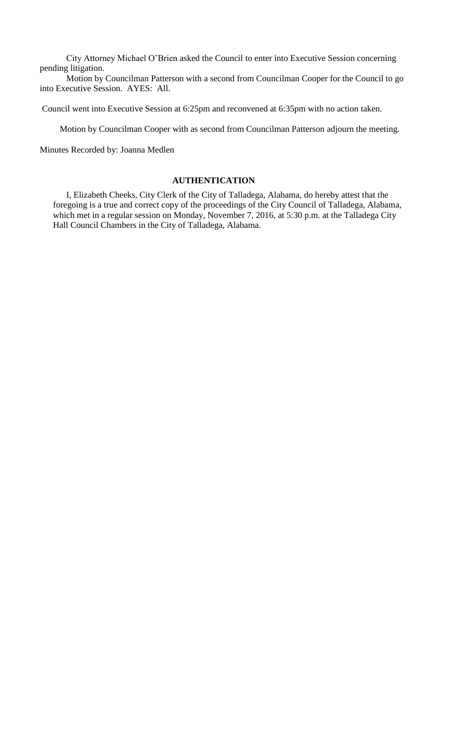City Attorney Michael O'Brien asked the Council to enter into Executive Session concerning pending litigation.

Motion by Councilman Patterson with a second from Councilman Cooper for the Council to go into Executive Session. AYES: All.

Council went into Executive Session at 6:25pm and reconvened at 6:35pm with no action taken.

Motion by Councilman Cooper with as second from Councilman Patterson adjourn the meeting.

Minutes Recorded by: Joanna Medlen

**AUTHENTICATION**

I, Elizabeth Cheeks, City Clerk of the City of Talladega, Alabama, do hereby attest that the foregoing is a true and correct copy of the proceedings of the City Council of Talladega, Alabama, which met in a regular session on Monday, November 7, 2016, at 5:30 p.m. at the Talladega City Hall Council Chambers in the City of Talladega, Alabama.